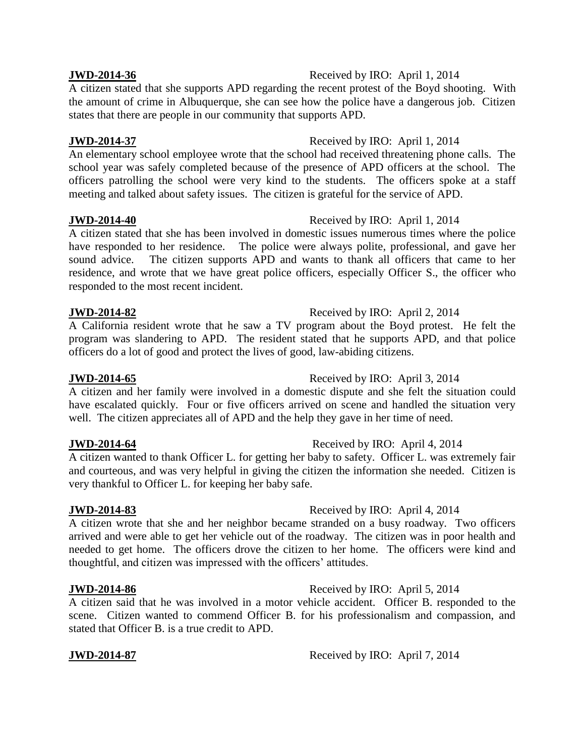**JWD-2014-36** Received by IRO: April 1, 2014

A citizen stated that she supports APD regarding the recent protest of the Boyd shooting. With the amount of crime in Albuquerque, she can see how the police have a dangerous job. Citizen states that there are people in our community that supports APD.

**JWD-2014-37** Received by IRO: April 1, 2014

An elementary school employee wrote that the school had received threatening phone calls. The school year was safely completed because of the presence of APD officers at the school. The officers patrolling the school were very kind to the students. The officers spoke at a staff meeting and talked about safety issues. The citizen is grateful for the service of APD.

**JWD-2014-40** Received by IRO: April 1, 2014

A citizen stated that she has been involved in domestic issues numerous times where the police have responded to her residence. The police were always polite, professional, and gave her sound advice. The citizen supports APD and wants to thank all officers that came to her residence, and wrote that we have great police officers, especially Officer S., the officer who responded to the most recent incident.

**JWD-2014-82** Received by IRO: April 2, 2014

A California resident wrote that he saw a TV program about the Boyd protest. He felt the program was slandering to APD. The resident stated that he supports APD, and that police officers do a lot of good and protect the lives of good, law-abiding citizens.

**JWD-2014-65** Received by IRO: April 3, 2014

A citizen and her family were involved in a domestic dispute and she felt the situation could have escalated quickly. Four or five officers arrived on scene and handled the situation very well. The citizen appreciates all of APD and the help they gave in her time of need.

**JWD-2014-64** Received by IRO: April 4, 2014

A citizen wanted to thank Officer L. for getting her baby to safety. Officer L. was extremely fair and courteous, and was very helpful in giving the citizen the information she needed. Citizen is very thankful to Officer L. for keeping her baby safe.

**JWD-2014-83** Received by IRO: April 4, 2014

A citizen wrote that she and her neighbor became stranded on a busy roadway. Two officers arrived and were able to get her vehicle out of the roadway. The citizen was in poor health and needed to get home. The officers drove the citizen to her home. The officers were kind and thoughtful, and citizen was impressed with the officers' attitudes.

**JWD-2014-86** Received by IRO: April 5, 2014

A citizen said that he was involved in a motor vehicle accident. Officer B. responded to the scene. Citizen wanted to commend Officer B. for his professionalism and compassion, and stated that Officer B. is a true credit to APD.

**JWD-2014-87** Received by IRO: April 7, 2014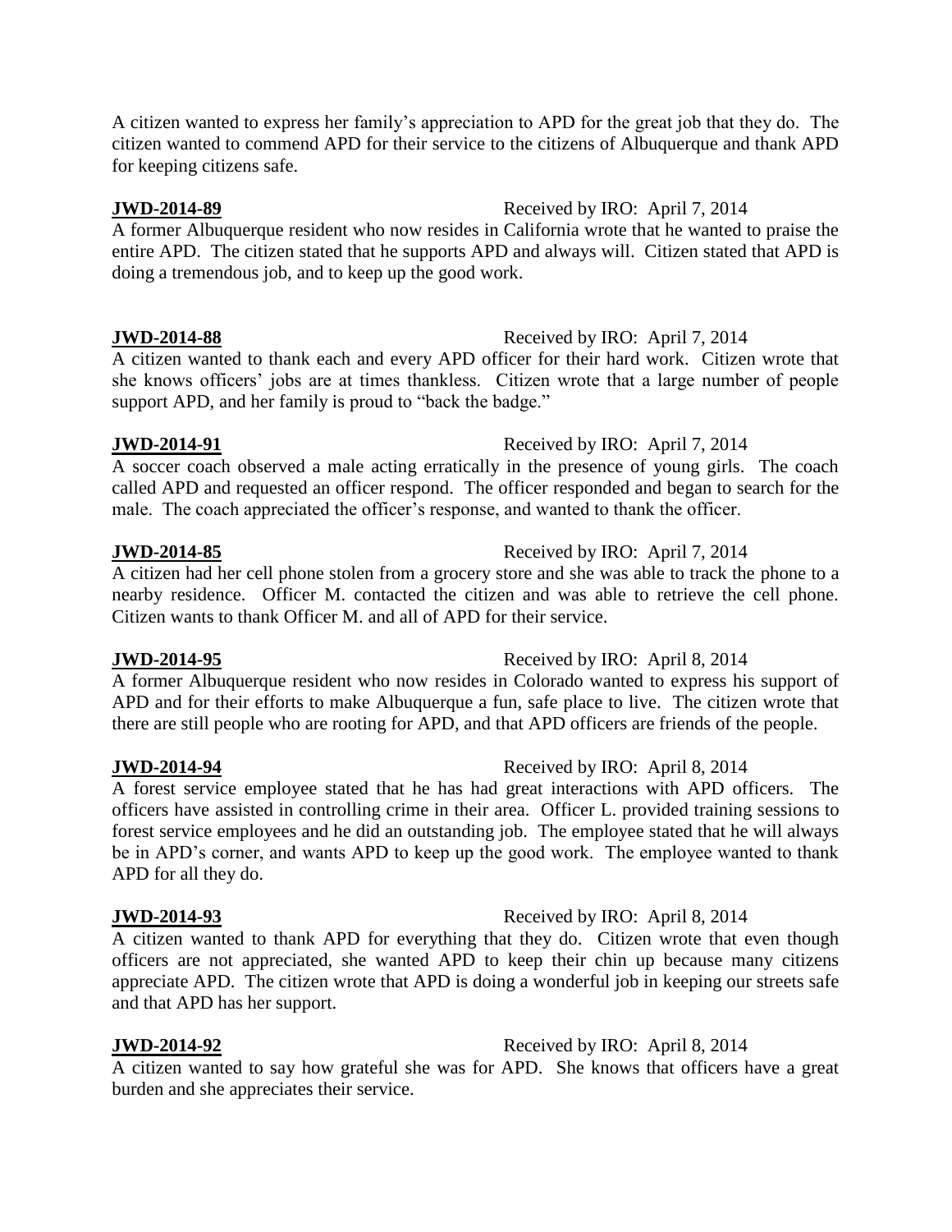A citizen wanted to express her family's appreciation to APD for the great job that they do. The citizen wanted to commend APD for their service to the citizens of Albuquerque and thank APD for keeping citizens safe.

**JWD-2014-89** Received by IRO: April 7, 2014

A former Albuquerque resident who now resides in California wrote that he wanted to praise the entire APD. The citizen stated that he supports APD and always will. Citizen stated that APD is doing a tremendous job, and to keep up the good work.

**JWD-2014-88** Received by IRO: April 7, 2014

A citizen wanted to thank each and every APD officer for their hard work. Citizen wrote that she knows officers' jobs are at times thankless. Citizen wrote that a large number of people support APD, and her family is proud to "back the badge."

**JWD-2014-91** Received by IRO: April 7, 2014

A soccer coach observed a male acting erratically in the presence of young girls. The coach called APD and requested an officer respond. The officer responded and began to search for the male. The coach appreciated the officer's response, and wanted to thank the officer.

**JWD-2014-85** Received by IRO: April 7, 2014

A citizen had her cell phone stolen from a grocery store and she was able to track the phone to a nearby residence. Officer M. contacted the citizen and was able to retrieve the cell phone. Citizen wants to thank Officer M. and all of APD for their service.

**JWD-2014-95** Received by IRO: April 8, 2014

A former Albuquerque resident who now resides in Colorado wanted to express his support of APD and for their efforts to make Albuquerque a fun, safe place to live. The citizen wrote that there are still people who are rooting for APD, and that APD officers are friends of the people.

**JWD-2014-94** Received by IRO: April 8, 2014

A forest service employee stated that he has had great interactions with APD officers. The officers have assisted in controlling crime in their area. Officer L. provided training sessions to forest service employees and he did an outstanding job. The employee stated that he will always be in APD's corner, and wants APD to keep up the good work. The employee wanted to thank APD for all they do.

**JWD-2014-93** Received by IRO: April 8, 2014

A citizen wanted to thank APD for everything that they do. Citizen wrote that even though officers are not appreciated, she wanted APD to keep their chin up because many citizens appreciate APD. The citizen wrote that APD is doing a wonderful job in keeping our streets safe and that APD has her support.

**JWD-2014-92** Received by IRO: April 8, 2014

A citizen wanted to say how grateful she was for APD. She knows that officers have a great burden and she appreciates their service.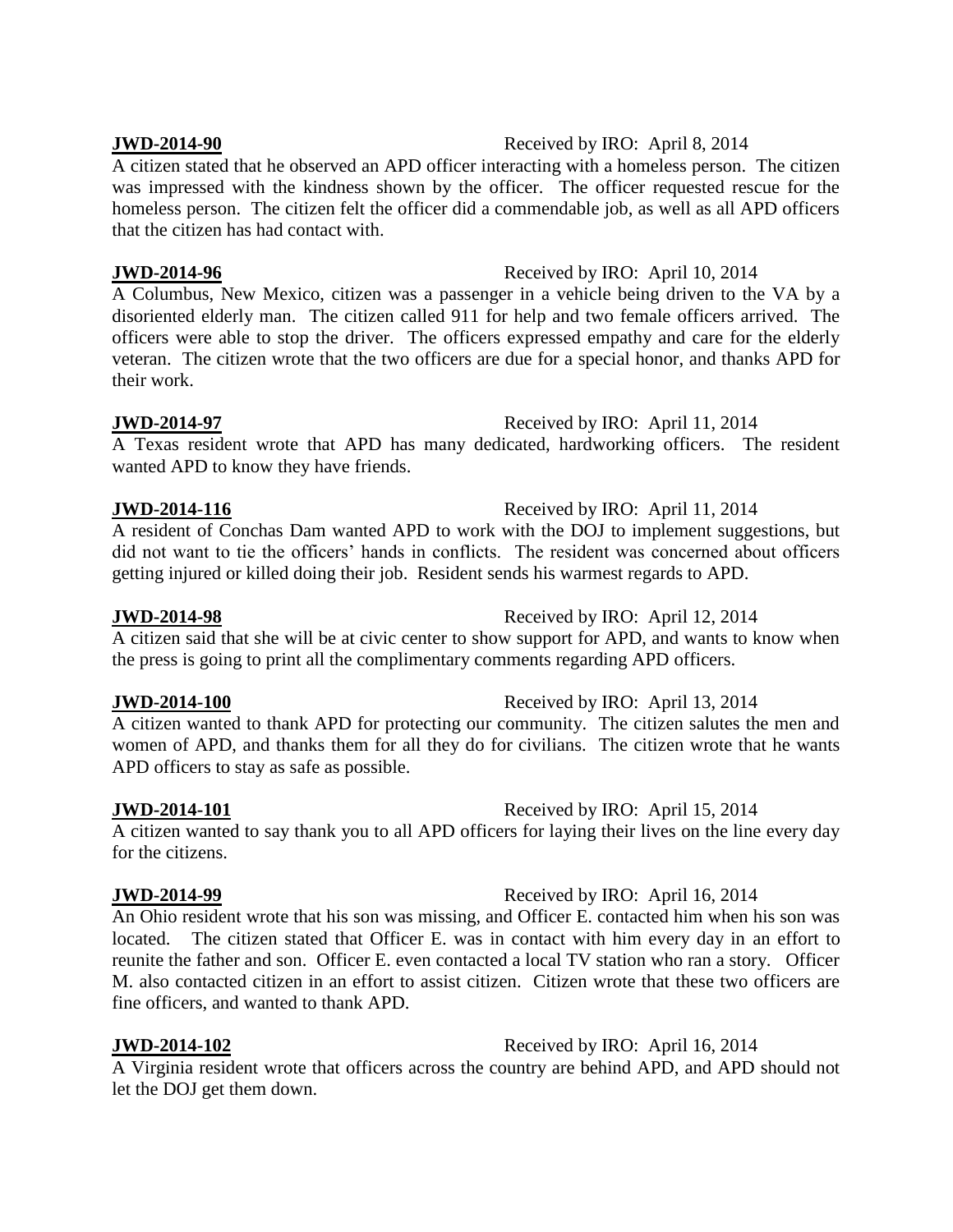**JWD-2014-90** Received by IRO: April 8, 2014

A citizen stated that he observed an APD officer interacting with a homeless person. The citizen was impressed with the kindness shown by the officer. The officer requested rescue for the homeless person. The citizen felt the officer did a commendable job, as well as all APD officers that the citizen has had contact with.

**JWD-2014-96** Received by IRO: April 10, 2014

A Columbus, New Mexico, citizen was a passenger in a vehicle being driven to the VA by a disoriented elderly man. The citizen called 911 for help and two female officers arrived. The officers were able to stop the driver. The officers expressed empathy and care for the elderly veteran. The citizen wrote that the two officers are due for a special honor, and thanks APD for their work.

**JWD-2014-97** Received by IRO: April 11, 2014

A Texas resident wrote that APD has many dedicated, hardworking officers. The resident wanted APD to know they have friends.

**JWD-2014-116** Received by IRO: April 11, 2014

A resident of Conchas Dam wanted APD to work with the DOJ to implement suggestions, but did not want to tie the officers' hands in conflicts. The resident was concerned about officers getting injured or killed doing their job. Resident sends his warmest regards to APD.

**JWD-2014-98** Received by IRO: April 12, 2014

A citizen said that she will be at civic center to show support for APD, and wants to know when the press is going to print all the complimentary comments regarding APD officers.

**JWD-2014-100** Received by IRO: April 13, 2014

A citizen wanted to thank APD for protecting our community. The citizen salutes the men and women of APD, and thanks them for all they do for civilians. The citizen wrote that he wants APD officers to stay as safe as possible.

**JWD-2014-101** Received by IRO: April 15, 2014

A citizen wanted to say thank you to all APD officers for laying their lives on the line every day for the citizens.

**JWD-2014-99** Received by IRO: April 16, 2014

An Ohio resident wrote that his son was missing, and Officer E. contacted him when his son was located. The citizen stated that Officer E. was in contact with him every day in an effort to reunite the father and son. Officer E. even contacted a local TV station who ran a story. Officer M. also contacted citizen in an effort to assist citizen. Citizen wrote that these two officers are fine officers, and wanted to thank APD.

**JWD-2014-102** Received by IRO: April 16, 2014

A Virginia resident wrote that officers across the country are behind APD, and APD should not let the DOJ get them down.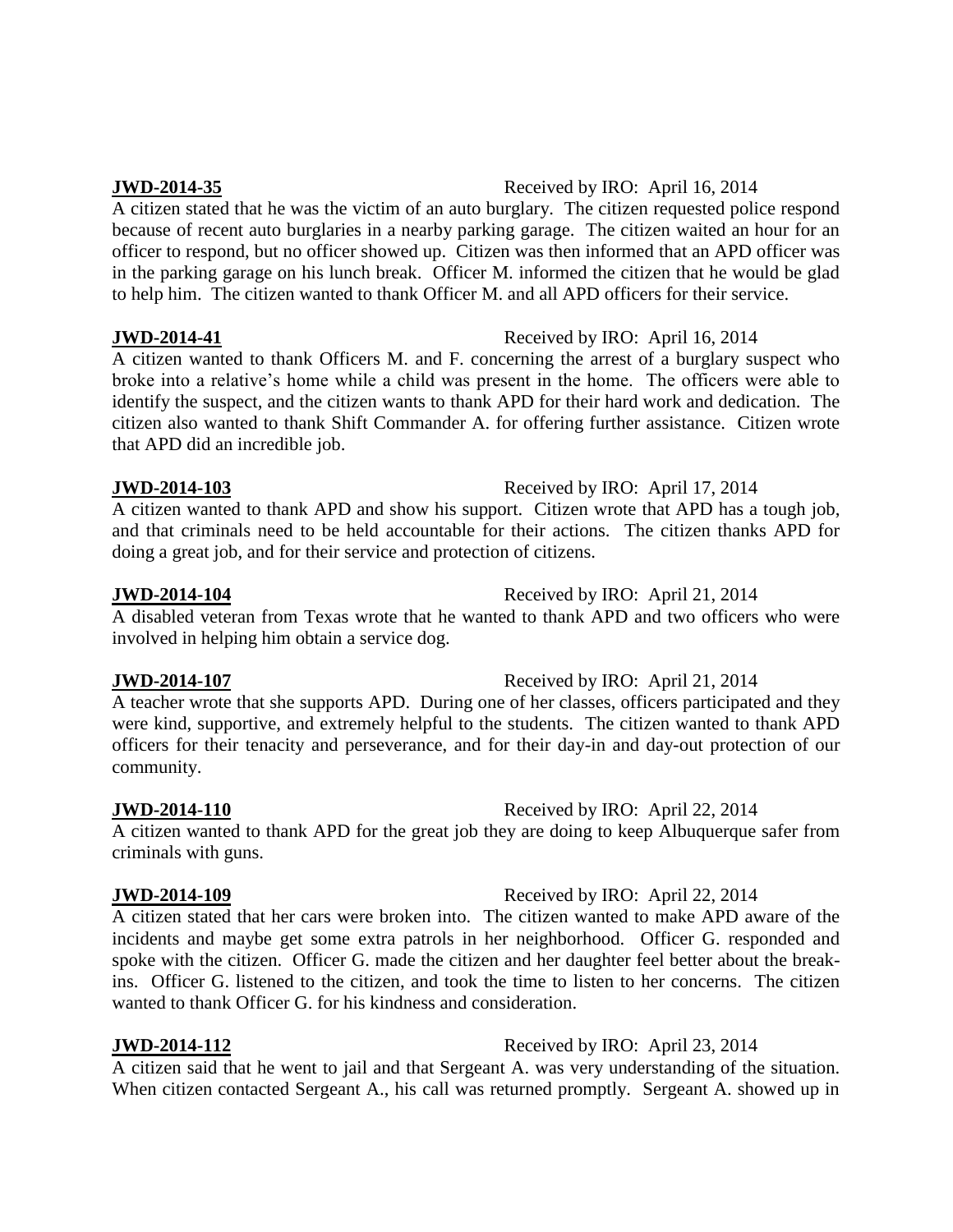**JWD-2014-35** Received by IRO: April 16, 2014

A citizen stated that he was the victim of an auto burglary. The citizen requested police respond because of recent auto burglaries in a nearby parking garage. The citizen waited an hour for an officer to respond, but no officer showed up. Citizen was then informed that an APD officer was in the parking garage on his lunch break. Officer M. informed the citizen that he would be glad to help him. The citizen wanted to thank Officer M. and all APD officers for their service.

**JWD-2014-41** Received by IRO: April 16, 2014

A citizen wanted to thank Officers M. and F. concerning the arrest of a burglary suspect who broke into a relative's home while a child was present in the home. The officers were able to identify the suspect, and the citizen wants to thank APD for their hard work and dedication. The citizen also wanted to thank Shift Commander A. for offering further assistance. Citizen wrote that APD did an incredible job.

**JWD-2014-103** Received by IRO: April 17, 2014

A citizen wanted to thank APD and show his support. Citizen wrote that APD has a tough job, and that criminals need to be held accountable for their actions. The citizen thanks APD for doing a great job, and for their service and protection of citizens.

**JWD-2014-104** Received by IRO: April 21, 2014

A disabled veteran from Texas wrote that he wanted to thank APD and two officers who were involved in helping him obtain a service dog.

**JWD-2014-107** Received by IRO: April 21, 2014

A teacher wrote that she supports APD. During one of her classes, officers participated and they were kind, supportive, and extremely helpful to the students. The citizen wanted to thank APD officers for their tenacity and perseverance, and for their day-in and day-out protection of our community.

**JWD-2014-110** Received by IRO: April 22, 2014

A citizen wanted to thank APD for the great job they are doing to keep Albuquerque safer from criminals with guns.

**JWD-2014-109** Received by IRO: April 22, 2014

A citizen stated that her cars were broken into. The citizen wanted to make APD aware of the incidents and maybe get some extra patrols in her neighborhood. Officer G. responded and spoke with the citizen. Officer G. made the citizen and her daughter feel better about the break-ins. Officer G. listened to the citizen, and took the time to listen to her concerns. The citizen wanted to thank Officer G. for his kindness and consideration.

**JWD-2014-112** Received by IRO: April 23, 2014

A citizen said that he went to jail and that Sergeant A. was very understanding of the situation. When citizen contacted Sergeant A., his call was returned promptly. Sergeant A. showed up in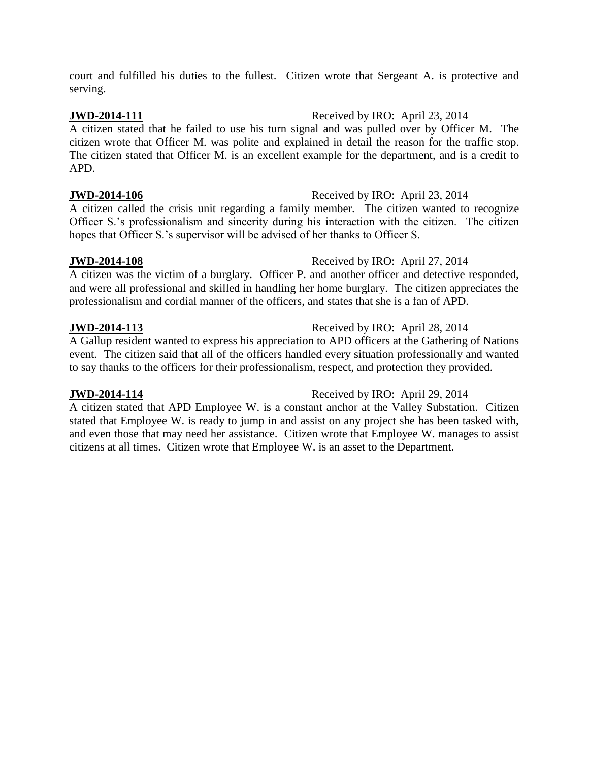court and fulfilled his duties to the fullest. Citizen wrote that Sergeant A. is protective and serving.

**JWD-2014-111** Received by IRO: April 23, 2014

A citizen stated that he failed to use his turn signal and was pulled over by Officer M. The citizen wrote that Officer M. was polite and explained in detail the reason for the traffic stop. The citizen stated that Officer M. is an excellent example for the department, and is a credit to APD.

**JWD-2014-106** Received by IRO: April 23, 2014

A citizen called the crisis unit regarding a family member. The citizen wanted to recognize Officer S.'s professionalism and sincerity during his interaction with the citizen. The citizen hopes that Officer S.'s supervisor will be advised of her thanks to Officer S.

**JWD-2014-108** Received by IRO: April 27, 2014

A citizen was the victim of a burglary. Officer P. and another officer and detective responded, and were all professional and skilled in handling her home burglary. The citizen appreciates the professionalism and cordial manner of the officers, and states that she is a fan of APD.

**JWD-2014-113** Received by IRO: April 28, 2014

A Gallup resident wanted to express his appreciation to APD officers at the Gathering of Nations event. The citizen said that all of the officers handled every situation professionally and wanted to say thanks to the officers for their professionalism, respect, and protection they provided.

**JWD-2014-114** Received by IRO: April 29, 2014

A citizen stated that APD Employee W. is a constant anchor at the Valley Substation. Citizen stated that Employee W. is ready to jump in and assist on any project she has been tasked with, and even those that may need her assistance. Citizen wrote that Employee W. manages to assist citizens at all times. Citizen wrote that Employee W. is an asset to the Department.